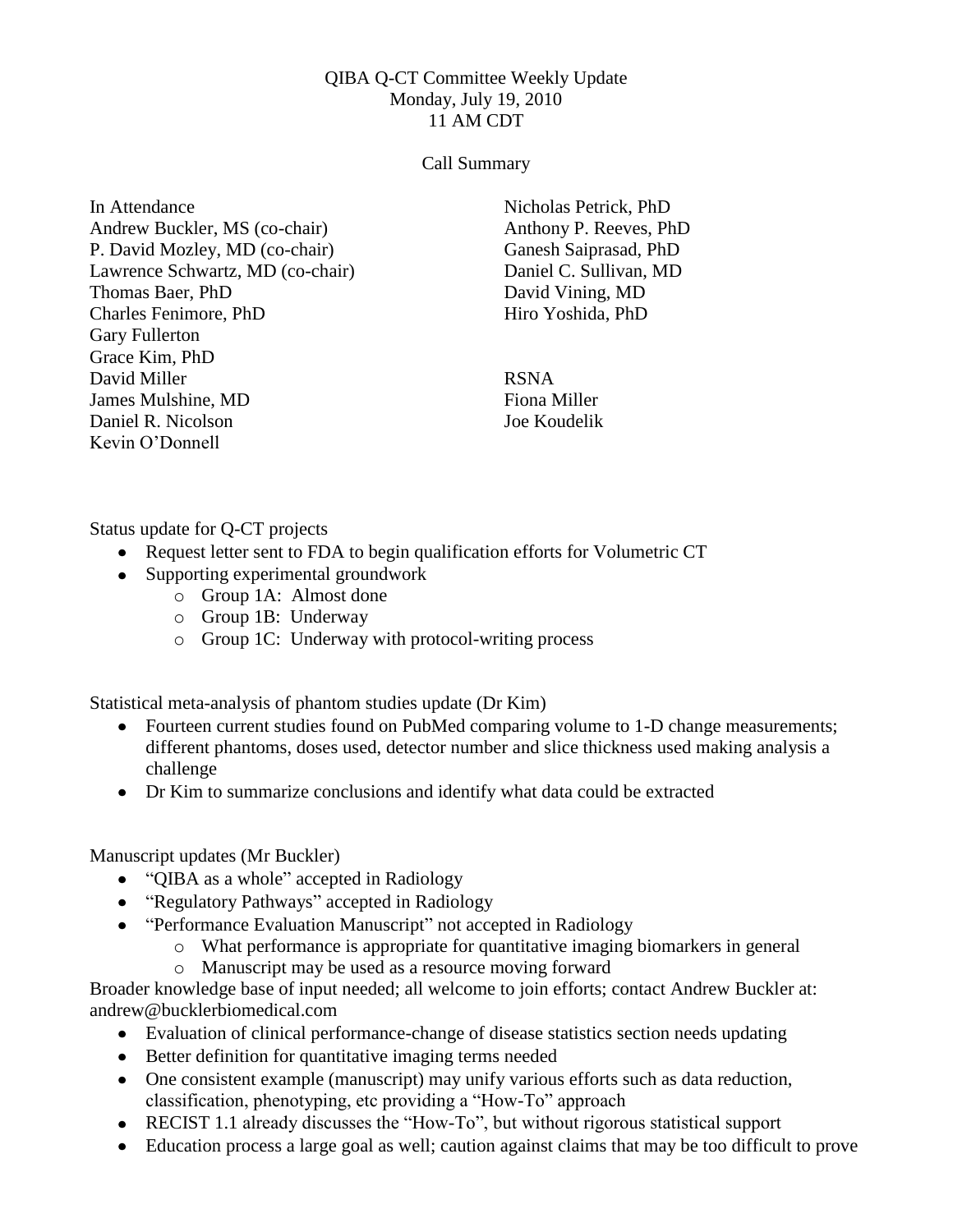QIBA Q-CT Committee Weekly Update
Monday, July 19, 2010
11 AM CDT

Call Summary

In Attendance
Andrew Buckler, MS (co-chair)
P. David Mozley, MD (co-chair)
Lawrence Schwartz, MD (co-chair)
Thomas Baer, PhD
Charles Fenimore, PhD
Gary Fullerton
Grace Kim, PhD
David Miller
James Mulshine, MD
Daniel R. Nicolson
Kevin O'Donnell
Nicholas Petrick, PhD
Anthony P. Reeves, PhD
Ganesh Saiprasad, PhD
Daniel C. Sullivan, MD
David Vining, MD
Hiro Yoshida, PhD

RSNA
Fiona Miller
Joe Koudelik

Status update for Q-CT projects

- Request letter sent to FDA to begin qualification efforts for Volumetric CT
- Supporting experimental groundwork
    - Group 1A: Almost done
    - Group 1B: Underway
    - Group 1C: Underway with protocol-writing process

Statistical meta-analysis of phantom studies update (Dr Kim)

- Fourteen current studies found on PubMed comparing volume to 1-D change measurements; different phantoms, doses used, detector number and slice thickness used making analysis a challenge
- Dr Kim to summarize conclusions and identify what data could be extracted

Manuscript updates (Mr Buckler)

- "QIBA as a whole" accepted in Radiology
- "Regulatory Pathways" accepted in Radiology
- "Performance Evaluation Manuscript" not accepted in Radiology
    - What performance is appropriate for quantitative imaging biomarkers in general
    - Manuscript may be used as a resource moving forward

Broader knowledge base of input needed; all welcome to join efforts; contact Andrew Buckler at: andrew@bucklerbiomedical.com

- Evaluation of clinical performance-change of disease statistics section needs updating
- Better definition for quantitative imaging terms needed
- One consistent example (manuscript) may unify various efforts such as data reduction, classification, phenotyping, etc providing a "How-To" approach
- RECIST 1.1 already discusses the "How-To", but without rigorous statistical support
- Education process a large goal as well; caution against claims that may be too difficult to prove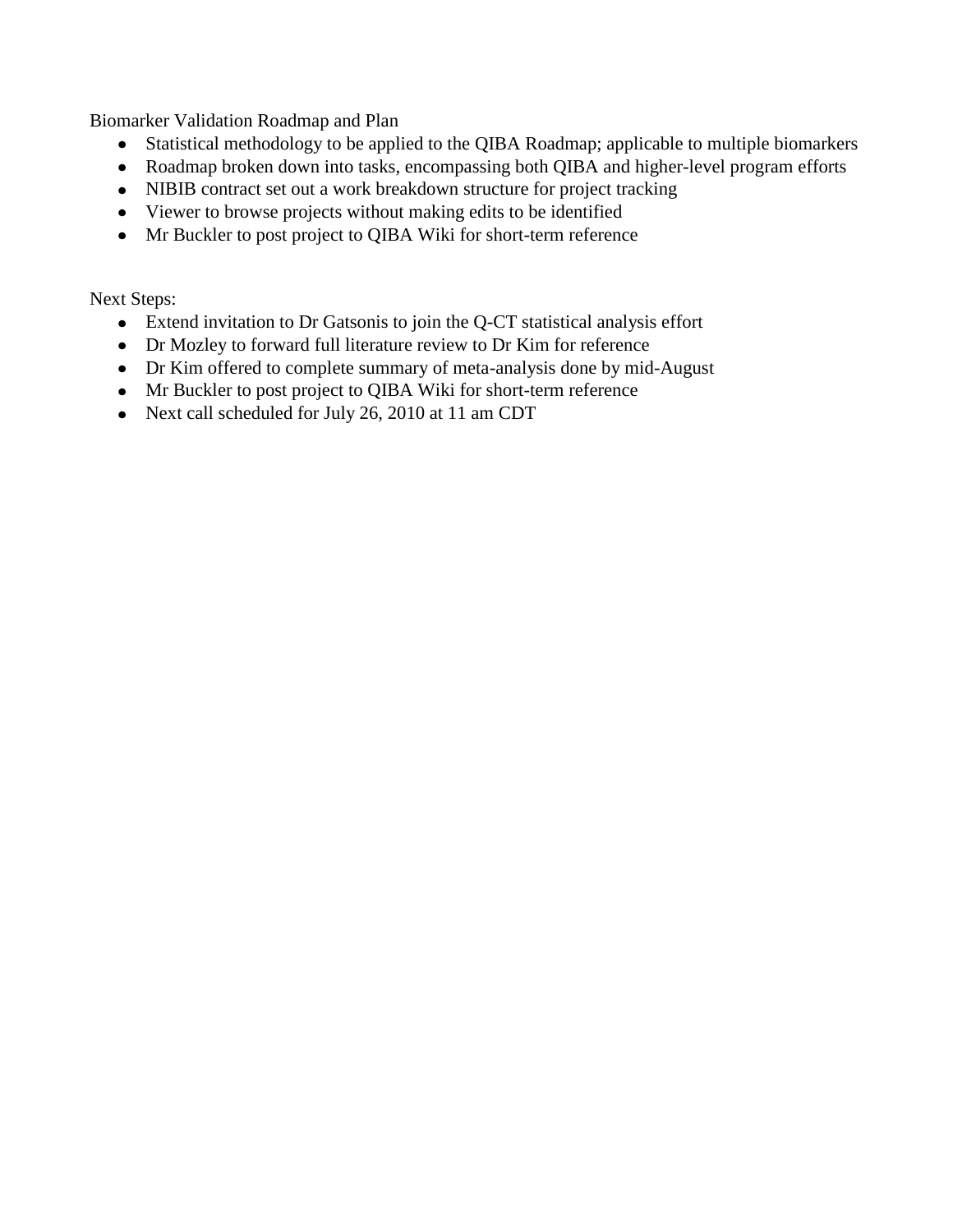Biomarker Validation Roadmap and Plan

- Statistical methodology to be applied to the QIBA Roadmap; applicable to multiple biomarkers
- Roadmap broken down into tasks, encompassing both QIBA and higher-level program efforts
- NIBIB contract set out a work breakdown structure for project tracking
- Viewer to browse projects without making edits to be identified
- Mr Buckler to post project to QIBA Wiki for short-term reference

Next Steps:

- Extend invitation to Dr Gatsonis to join the Q-CT statistical analysis effort
- Dr Mozley to forward full literature review to Dr Kim for reference
- Dr Kim offered to complete summary of meta-analysis done by mid-August
- Mr Buckler to post project to QIBA Wiki for short-term reference
- Next call scheduled for July 26, 2010 at 11 am CDT